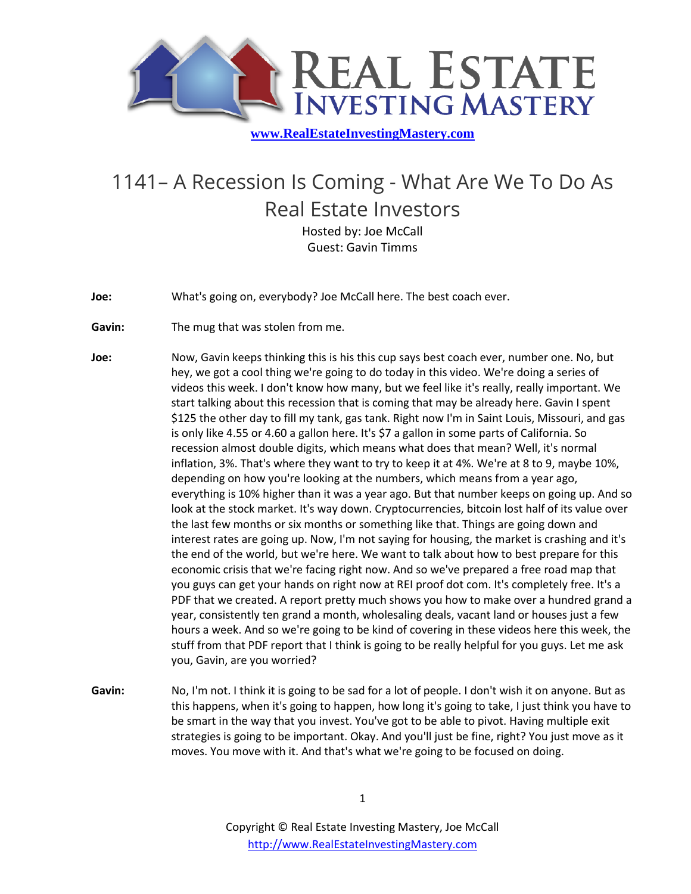www.RealEstateInvestingMastery.com

# 1141– A Recession Is Coming - What Are We To Do As Real Estate Investors

Hosted by: Joe McCall
Guest: Gavin Timms

**Joe:** What's going on, everybody? Joe McCall here. The best coach ever.

**Gavin:** The mug that was stolen from me.

**Joe:** Now, Gavin keeps thinking this is his this cup says best coach ever, number one. No, but hey, we got a cool thing we're going to do today in this video. We're doing a series of videos this week. I don't know how many, but we feel like it's really, really important. We start talking about this recession that is coming that may be already here. Gavin I spent $125 the other day to fill my tank, gas tank. Right now I'm in Saint Louis, Missouri, and gas is only like 4.55 or 4.60 a gallon here. It's $7 a gallon in some parts of California. So recession almost double digits, which means what does that mean? Well, it's normal inflation, 3%. That's where they want to try to keep it at 4%. We're at 8 to 9, maybe 10%, depending on how you're looking at the numbers, which means from a year ago, everything is 10% higher than it was a year ago. But that number keeps on going up. And so look at the stock market. It's way down. Cryptocurrencies, bitcoin lost half of its value over the last few months or six months or something like that. Things are going down and interest rates are going up. Now, I'm not saying for housing, the market is crashing and it's the end of the world, but we're here. We want to talk about how to best prepare for this economic crisis that we're facing right now. And so we've prepared a free road map that you guys can get your hands on right now at REI proof dot com. It's completely free. It's a PDF that we created. A report pretty much shows you how to make over a hundred grand a year, consistently ten grand a month, wholesaling deals, vacant land or houses just a few hours a week. And so we're going to be kind of covering in these videos here this week, the stuff from that PDF report that I think is going to be really helpful for you guys. Let me ask you, Gavin, are you worried?

**Gavin:** No, I'm not. I think it is going to be sad for a lot of people. I don't wish it on anyone. But as this happens, when it's going to happen, how long it's going to take, I just think you have to be smart in the way that you invest. You've got to be able to pivot. Having multiple exit strategies is going to be important. Okay. And you'll just be fine, right? You just move as it moves. You move with it. And that's what we're going to be focused on doing.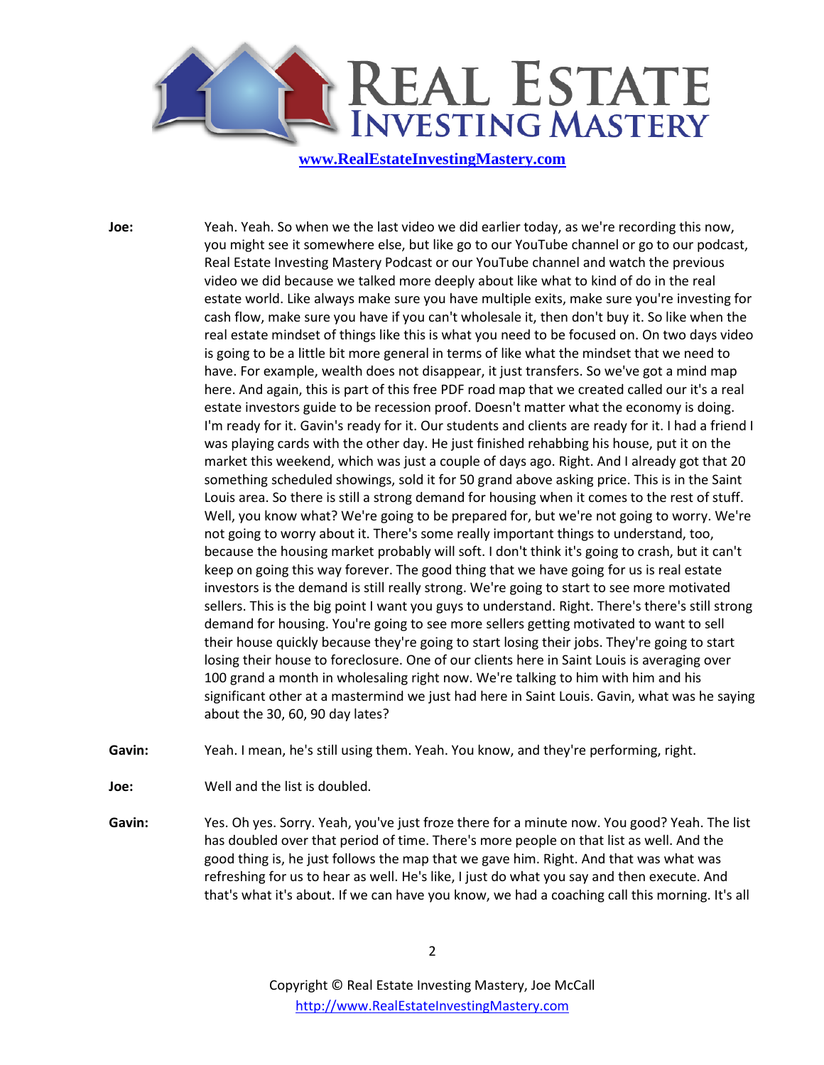**Joe:** Yeah. Yeah. So when we the last video we did earlier today, as we're recording this now, you might see it somewhere else, but like go to our YouTube channel or go to our podcast, Real Estate Investing Mastery Podcast or our YouTube channel and watch the previous video we did because we talked more deeply about like what to kind of do in the real estate world. Like always make sure you have multiple exits, make sure you're investing for cash flow, make sure you have if you can't wholesale it, then don't buy it. So like when the real estate mindset of things like this is what you need to be focused on. On two days video is going to be a little bit more general in terms of like what the mindset that we need to have. For example, wealth does not disappear, it just transfers. So we've got a mind map here. And again, this is part of this free PDF road map that we created called our it's a real estate investors guide to be recession proof. Doesn't matter what the economy is doing. I'm ready for it. Gavin's ready for it. Our students and clients are ready for it. I had a friend I was playing cards with the other day. He just finished rehabbing his house, put it on the market this weekend, which was just a couple of days ago. Right. And I already got that 20 something scheduled showings, sold it for 50 grand above asking price. This is in the Saint Louis area. So there is still a strong demand for housing when it comes to the rest of stuff. Well, you know what? We're going to be prepared for, but we're not going to worry. We're not going to worry about it. There's some really important things to understand, too, because the housing market probably will soft. I don't think it's going to crash, but it can't keep on going this way forever. The good thing that we have going for us is real estate investors is the demand is still really strong. We're going to start to see more motivated sellers. This is the big point I want you guys to understand. Right. There's there's still strong demand for housing. You're going to see more sellers getting motivated to want to sell their house quickly because they're going to start losing their jobs. They're going to start losing their house to foreclosure. One of our clients here in Saint Louis is averaging over 100 grand a month in wholesaling right now. We're talking to him with him and his significant other at a mastermind we just had here in Saint Louis. Gavin, what was he saying about the 30, 60, 90 day lates?

**Gavin:** Yeah. I mean, he's still using them. Yeah. You know, and they're performing, right.

**Joe:** Well and the list is doubled.

**Gavin:** Yes. Oh yes. Sorry. Yeah, you've just froze there for a minute now. You good? Yeah. The list has doubled over that period of time. There's more people on that list as well. And the good thing is, he just follows the map that we gave him. Right. And that was what was refreshing for us to hear as well. He's like, I just do what you say and then execute. And that's what it's about. If we can have you know, we had a coaching call this morning. It's all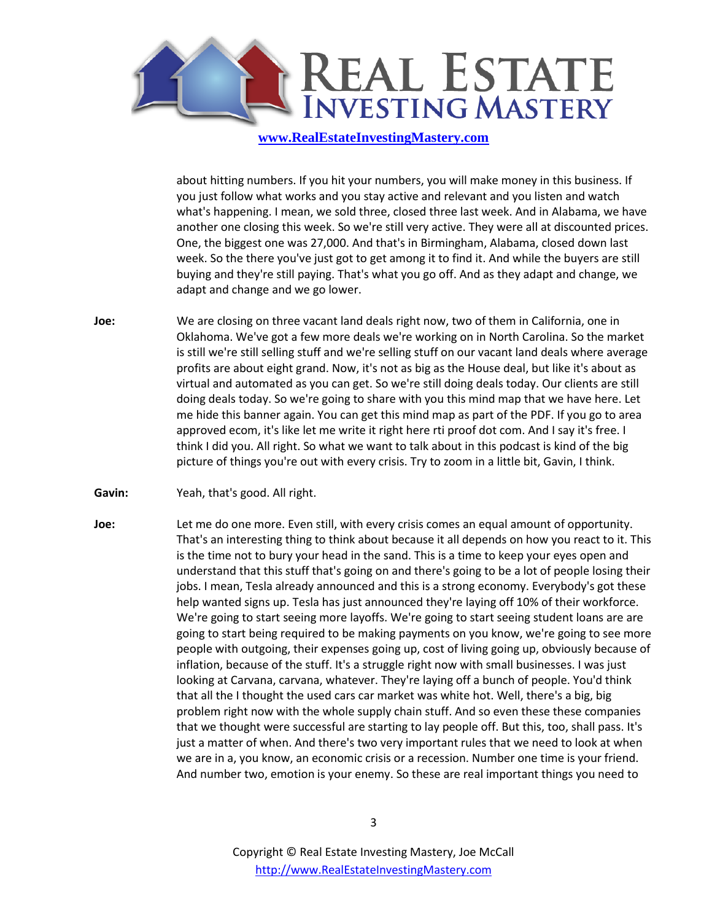about hitting numbers. If you hit your numbers, you will make money in this business. If you just follow what works and you stay active and relevant and you listen and watch what's happening. I mean, we sold three, closed three last week. And in Alabama, we have another one closing this week. So we're still very active. They were all at discounted prices. One, the biggest one was 27,000. And that's in Birmingham, Alabama, closed down last week. So the there you've just got to get among it to find it. And while the buyers are still buying and they're still paying. That's what you go off. And as they adapt and change, we adapt and change and we go lower.

**Joe:** We are closing on three vacant land deals right now, two of them in California, one in Oklahoma. We've got a few more deals we're working on in North Carolina. So the market is still we're still selling stuff and we're selling stuff on our vacant land deals where average profits are about eight grand. Now, it's not as big as the House deal, but like it's about as virtual and automated as you can get. So we're still doing deals today. Our clients are still doing deals today. So we're going to share with you this mind map that we have here. Let me hide this banner again. You can get this mind map as part of the PDF. If you go to area approved ecom, it's like let me write it right here rti proof dot com. And I say it's free. I think I did you. All right. So what we want to talk about in this podcast is kind of the big picture of things you're out with every crisis. Try to zoom in a little bit, Gavin, I think.

**Gavin:** Yeah, that's good. All right.

**Joe:** Let me do one more. Even still, with every crisis comes an equal amount of opportunity. That's an interesting thing to think about because it all depends on how you react to it. This is the time not to bury your head in the sand. This is a time to keep your eyes open and understand that this stuff that's going on and there's going to be a lot of people losing their jobs. I mean, Tesla already announced and this is a strong economy. Everybody's got these help wanted signs up. Tesla has just announced they're laying off 10% of their workforce. We're going to start seeing more layoffs. We're going to start seeing student loans are are going to start being required to be making payments on you know, we're going to see more people with outgoing, their expenses going up, cost of living going up, obviously because of inflation, because of the stuff. It's a struggle right now with small businesses. I was just looking at Carvana, carvana, whatever. They're laying off a bunch of people. You'd think that all the I thought the used cars car market was white hot. Well, there's a big, big problem right now with the whole supply chain stuff. And so even these these companies that we thought were successful are starting to lay people off. But this, too, shall pass. It's just a matter of when. And there's two very important rules that we need to look at when we are in a, you know, an economic crisis or a recession. Number one time is your friend. And number two, emotion is your enemy. So these are real important things you need to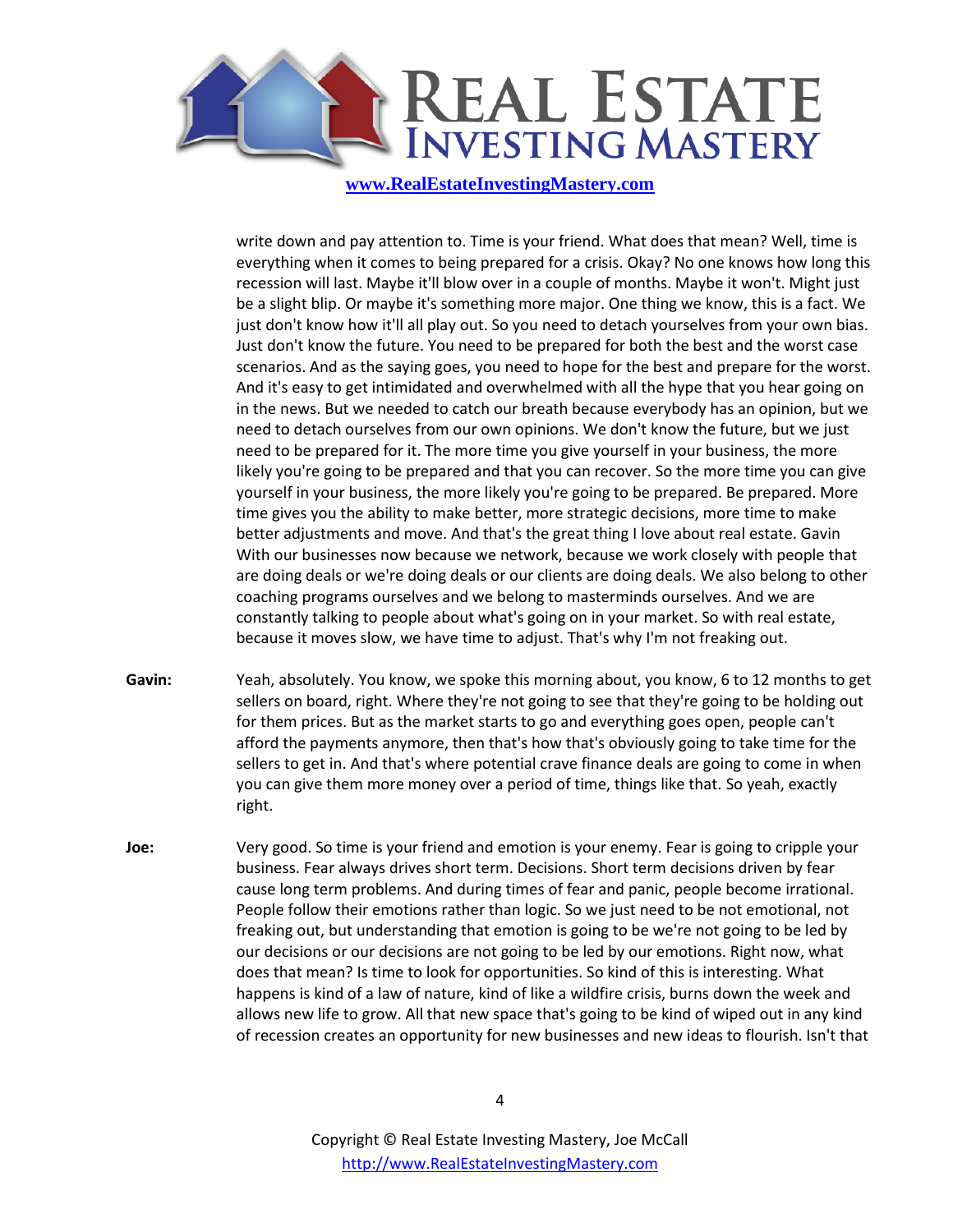write down and pay attention to. Time is your friend. What does that mean? Well, time is everything when it comes to being prepared for a crisis. Okay? No one knows how long this recession will last. Maybe it'll blow over in a couple of months. Maybe it won't. Might just be a slight blip. Or maybe it's something more major. One thing we know, this is a fact. We just don't know how it'll all play out. So you need to detach yourselves from your own bias. Just don't know the future. You need to be prepared for both the best and the worst case scenarios. And as the saying goes, you need to hope for the best and prepare for the worst. And it's easy to get intimidated and overwhelmed with all the hype that you hear going on in the news. But we needed to catch our breath because everybody has an opinion, but we need to detach ourselves from our own opinions. We don't know the future, but we just need to be prepared for it. The more time you give yourself in your business, the more likely you're going to be prepared and that you can recover. So the more time you can give yourself in your business, the more likely you're going to be prepared. Be prepared. More time gives you the ability to make better, more strategic decisions, more time to make better adjustments and move. And that's the great thing I love about real estate. Gavin With our businesses now because we network, because we work closely with people that are doing deals or we're doing deals or our clients are doing deals. We also belong to other coaching programs ourselves and we belong to masterminds ourselves. And we are constantly talking to people about what's going on in your market. So with real estate, because it moves slow, we have time to adjust. That's why I'm not freaking out.

**Gavin:** Yeah, absolutely. You know, we spoke this morning about, you know, 6 to 12 months to get sellers on board, right. Where they're not going to see that they're going to be holding out for them prices. But as the market starts to go and everything goes open, people can't afford the payments anymore, then that's how that's obviously going to take time for the sellers to get in. And that's where potential crave finance deals are going to come in when you can give them more money over a period of time, things like that. So yeah, exactly right.

**Joe:** Very good. So time is your friend and emotion is your enemy. Fear is going to cripple your business. Fear always drives short term. Decisions. Short term decisions driven by fear cause long term problems. And during times of fear and panic, people become irrational. People follow their emotions rather than logic. So we just need to be not emotional, not freaking out, but understanding that emotion is going to be we're not going to be led by our decisions or our decisions are not going to be led by our emotions. Right now, what does that mean? Is time to look for opportunities. So kind of this is interesting. What happens is kind of a law of nature, kind of like a wildfire crisis, burns down the week and allows new life to grow. All that new space that's going to be kind of wiped out in any kind of recession creates an opportunity for new businesses and new ideas to flourish. Isn't that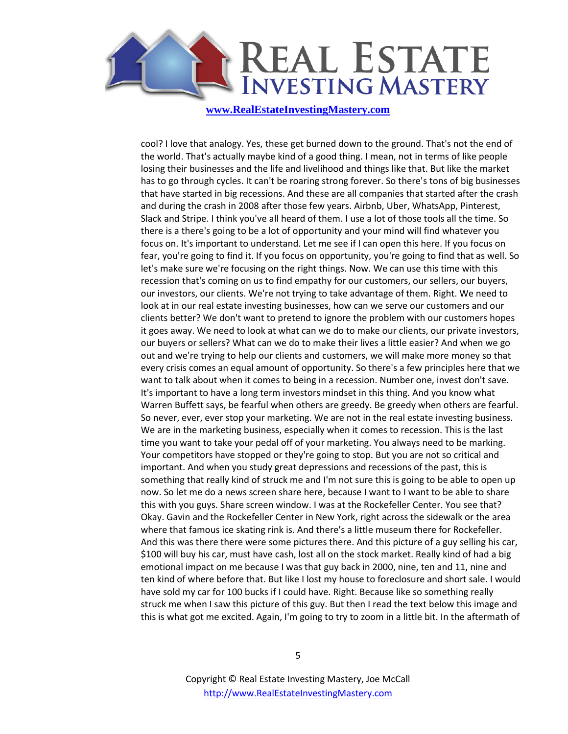cool? I love that analogy. Yes, these get burned down to the ground. That's not the end of the world. That's actually maybe kind of a good thing. I mean, not in terms of like people losing their businesses and the life and livelihood and things like that. But like the market has to go through cycles. It can't be roaring strong forever. So there's tons of big businesses that have started in big recessions. And these are all companies that started after the crash and during the crash in 2008 after those few years. Airbnb, Uber, WhatsApp, Pinterest, Slack and Stripe. I think you've all heard of them. I use a lot of those tools all the time. So there is a there's going to be a lot of opportunity and your mind will find whatever you focus on. It's important to understand. Let me see if I can open this here. If you focus on fear, you're going to find it. If you focus on opportunity, you're going to find that as well. So let's make sure we're focusing on the right things. Now. We can use this time with this recession that's coming on us to find empathy for our customers, our sellers, our buyers, our investors, our clients. We're not trying to take advantage of them. Right. We need to look at in our real estate investing businesses, how can we serve our customers and our clients better? We don't want to pretend to ignore the problem with our customers hopes it goes away. We need to look at what can we do to make our clients, our private investors, our buyers or sellers? What can we do to make their lives a little easier? And when we go out and we're trying to help our clients and customers, we will make more money so that every crisis comes an equal amount of opportunity. So there's a few principles here that we want to talk about when it comes to being in a recession. Number one, invest don't save. It's important to have a long term investors mindset in this thing. And you know what Warren Buffett says, be fearful when others are greedy. Be greedy when others are fearful. So never, ever, ever stop your marketing. We are not in the real estate investing business. We are in the marketing business, especially when it comes to recession. This is the last time you want to take your pedal off of your marketing. You always need to be marking. Your competitors have stopped or they're going to stop. But you are not so critical and important. And when you study great depressions and recessions of the past, this is something that really kind of struck me and I'm not sure this is going to be able to open up now. So let me do a news screen share here, because I want to I want to be able to share this with you guys. Share screen window. I was at the Rockefeller Center. You see that? Okay. Gavin and the Rockefeller Center in New York, right across the sidewalk or the area where that famous ice skating rink is. And there's a little museum there for Rockefeller. And this was there there were some pictures there. And this picture of a guy selling his car, $100 will buy his car, must have cash, lost all on the stock market. Really kind of had a big emotional impact on me because I was that guy back in 2000, nine, ten and 11, nine and ten kind of where before that. But like I lost my house to foreclosure and short sale. I would have sold my car for 100 bucks if I could have. Right. Because like so something really struck me when I saw this picture of this guy. But then I read the text below this image and this is what got me excited. Again, I'm going to try to zoom in a little bit. In the aftermath of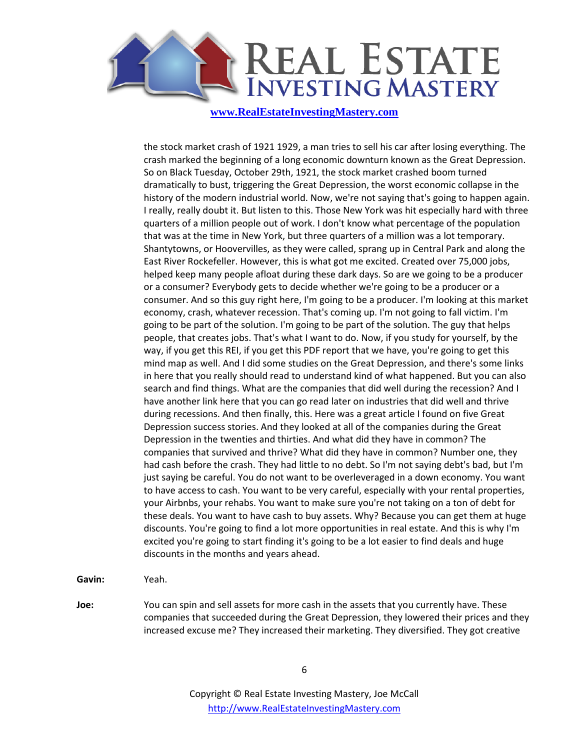the stock market crash of 1921 1929, a man tries to sell his car after losing everything. The crash marked the beginning of a long economic downturn known as the Great Depression. So on Black Tuesday, October 29th, 1921, the stock market crashed boom turned dramatically to bust, triggering the Great Depression, the worst economic collapse in the history of the modern industrial world. Now, we're not saying that's going to happen again. I really, really doubt it. But listen to this. Those New York was hit especially hard with three quarters of a million people out of work. I don't know what percentage of the population that was at the time in New York, but three quarters of a million was a lot temporary. Shantytowns, or Hoovervilles, as they were called, sprang up in Central Park and along the East River Rockefeller. However, this is what got me excited. Created over 75,000 jobs, helped keep many people afloat during these dark days. So are we going to be a producer or a consumer? Everybody gets to decide whether we're going to be a producer or a consumer. And so this guy right here, I'm going to be a producer. I'm looking at this market economy, crash, whatever recession. That's coming up. I'm not going to fall victim. I'm going to be part of the solution. I'm going to be part of the solution. The guy that helps people, that creates jobs. That's what I want to do. Now, if you study for yourself, by the way, if you get this REI, if you get this PDF report that we have, you're going to get this mind map as well. And I did some studies on the Great Depression, and there's some links in here that you really should read to understand kind of what happened. But you can also search and find things. What are the companies that did well during the recession? And I have another link here that you can go read later on industries that did well and thrive during recessions. And then finally, this. Here was a great article I found on five Great Depression success stories. And they looked at all of the companies during the Great Depression in the twenties and thirties. And what did they have in common? The companies that survived and thrive? What did they have in common? Number one, they had cash before the crash. They had little to no debt. So I'm not saying debt's bad, but I'm just saying be careful. You do not want to be overleveraged in a down economy. You want to have access to cash. You want to be very careful, especially with your rental properties, your Airbnbs, your rehabs. You want to make sure you're not taking on a ton of debt for these deals. You want to have cash to buy assets. Why? Because you can get them at huge discounts. You're going to find a lot more opportunities in real estate. And this is why I'm excited you're going to start finding it's going to be a lot easier to find deals and huge discounts in the months and years ahead.

**Gavin:** Yeah.

**Joe:** You can spin and sell assets for more cash in the assets that you currently have. These companies that succeeded during the Great Depression, they lowered their prices and they increased excuse me? They increased their marketing. They diversified. They got creative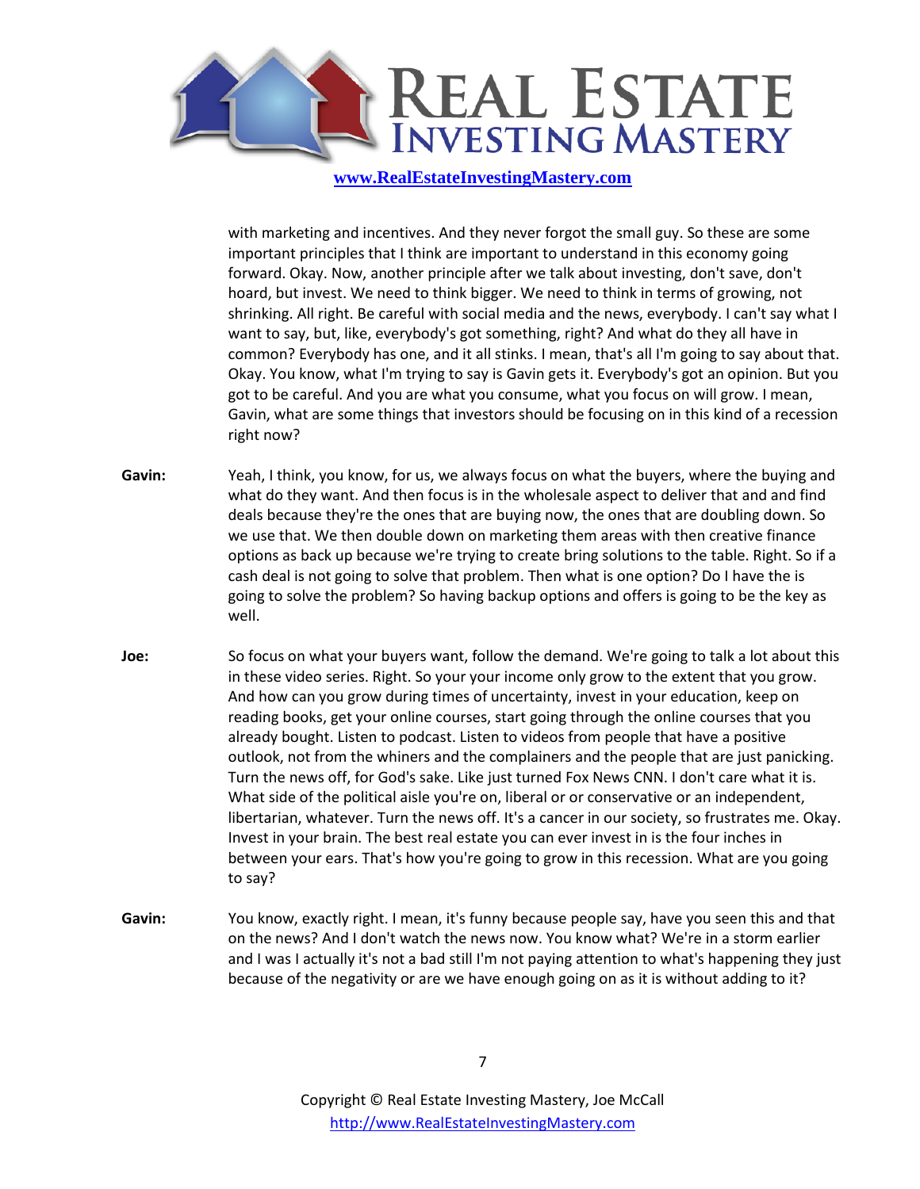with marketing and incentives. And they never forgot the small guy. So these are some important principles that I think are important to understand in this economy going forward. Okay. Now, another principle after we talk about investing, don't save, don't hoard, but invest. We need to think bigger. We need to think in terms of growing, not shrinking. All right. Be careful with social media and the news, everybody. I can't say what I want to say, but, like, everybody's got something, right? And what do they all have in common? Everybody has one, and it all stinks. I mean, that's all I'm going to say about that. Okay. You know, what I'm trying to say is Gavin gets it. Everybody's got an opinion. But you got to be careful. And you are what you consume, what you focus on will grow. I mean, Gavin, what are some things that investors should be focusing on in this kind of a recession right now?

**Gavin:** Yeah, I think, you know, for us, we always focus on what the buyers, where the buying and what do they want. And then focus is in the wholesale aspect to deliver that and and find deals because they're the ones that are buying now, the ones that are doubling down. So we use that. We then double down on marketing them areas with then creative finance options as back up because we're trying to create bring solutions to the table. Right. So if a cash deal is not going to solve that problem. Then what is one option? Do I have the is going to solve the problem? So having backup options and offers is going to be the key as well.

**Joe:** So focus on what your buyers want, follow the demand. We're going to talk a lot about this in these video series. Right. So your your income only grow to the extent that you grow. And how can you grow during times of uncertainty, invest in your education, keep on reading books, get your online courses, start going through the online courses that you already bought. Listen to podcast. Listen to videos from people that have a positive outlook, not from the whiners and the complainers and the people that are just panicking. Turn the news off, for God's sake. Like just turned Fox News CNN. I don't care what it is. What side of the political aisle you're on, liberal or or conservative or an independent, libertarian, whatever. Turn the news off. It's a cancer in our society, so frustrates me. Okay. Invest in your brain. The best real estate you can ever invest in is the four inches in between your ears. That's how you're going to grow in this recession. What are you going to say?

**Gavin:** You know, exactly right. I mean, it's funny because people say, have you seen this and that on the news? And I don't watch the news now. You know what? We're in a storm earlier and I was I actually it's not a bad still I'm not paying attention to what's happening they just because of the negativity or are we have enough going on as it is without adding to it?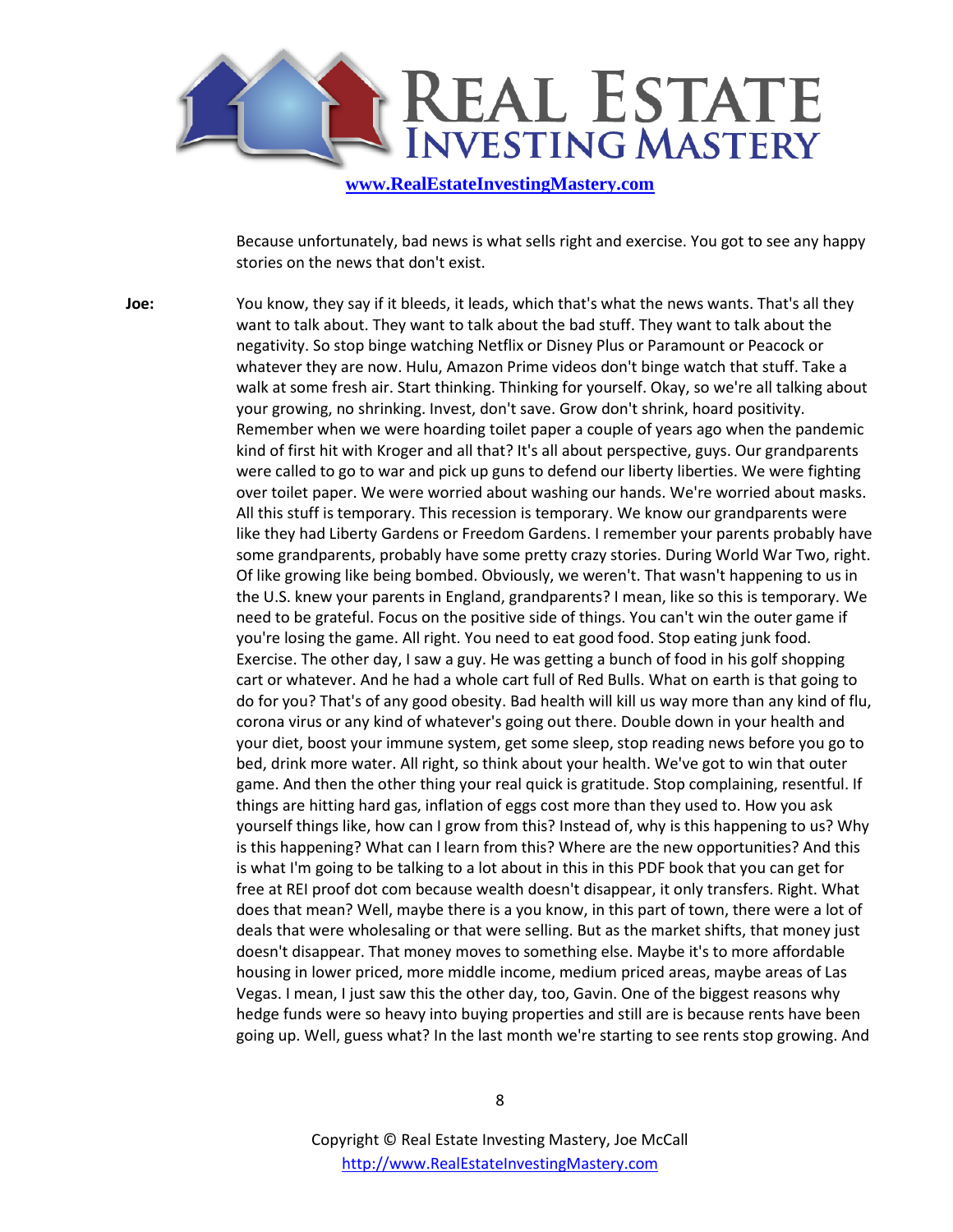Because unfortunately, bad news is what sells right and exercise. You got to see any happy stories on the news that don't exist.

**Joe:** You know, they say if it bleeds, it leads, which that's what the news wants. That's all they want to talk about. They want to talk about the bad stuff. They want to talk about the negativity. So stop binge watching Netflix or Disney Plus or Paramount or Peacock or whatever they are now. Hulu, Amazon Prime videos don't binge watch that stuff. Take a walk at some fresh air. Start thinking. Thinking for yourself. Okay, so we're all talking about your growing, no shrinking. Invest, don't save. Grow don't shrink, hoard positivity. Remember when we were hoarding toilet paper a couple of years ago when the pandemic kind of first hit with Kroger and all that? It's all about perspective, guys. Our grandparents were called to go to war and pick up guns to defend our liberty liberties. We were fighting over toilet paper. We were worried about washing our hands. We're worried about masks. All this stuff is temporary. This recession is temporary. We know our grandparents were like they had Liberty Gardens or Freedom Gardens. I remember your parents probably have some grandparents, probably have some pretty crazy stories. During World War Two, right. Of like growing like being bombed. Obviously, we weren't. That wasn't happening to us in the U.S. knew your parents in England, grandparents? I mean, like so this is temporary. We need to be grateful. Focus on the positive side of things. You can't win the outer game if you're losing the game. All right. You need to eat good food. Stop eating junk food. Exercise. The other day, I saw a guy. He was getting a bunch of food in his golf shopping cart or whatever. And he had a whole cart full of Red Bulls. What on earth is that going to do for you? That's of any good obesity. Bad health will kill us way more than any kind of flu, corona virus or any kind of whatever's going out there. Double down in your health and your diet, boost your immune system, get some sleep, stop reading news before you go to bed, drink more water. All right, so think about your health. We've got to win that outer game. And then the other thing your real quick is gratitude. Stop complaining, resentful. If things are hitting hard gas, inflation of eggs cost more than they used to. How you ask yourself things like, how can I grow from this? Instead of, why is this happening to us? Why is this happening? What can I learn from this? Where are the new opportunities? And this is what I'm going to be talking to a lot about in this in this PDF book that you can get for free at REI proof dot com because wealth doesn't disappear, it only transfers. Right. What does that mean? Well, maybe there is a you know, in this part of town, there were a lot of deals that were wholesaling or that were selling. But as the market shifts, that money just doesn't disappear. That money moves to something else. Maybe it's to more affordable housing in lower priced, more middle income, medium priced areas, maybe areas of Las Vegas. I mean, I just saw this the other day, too, Gavin. One of the biggest reasons why hedge funds were so heavy into buying properties and still are is because rents have been going up. Well, guess what? In the last month we're starting to see rents stop growing. And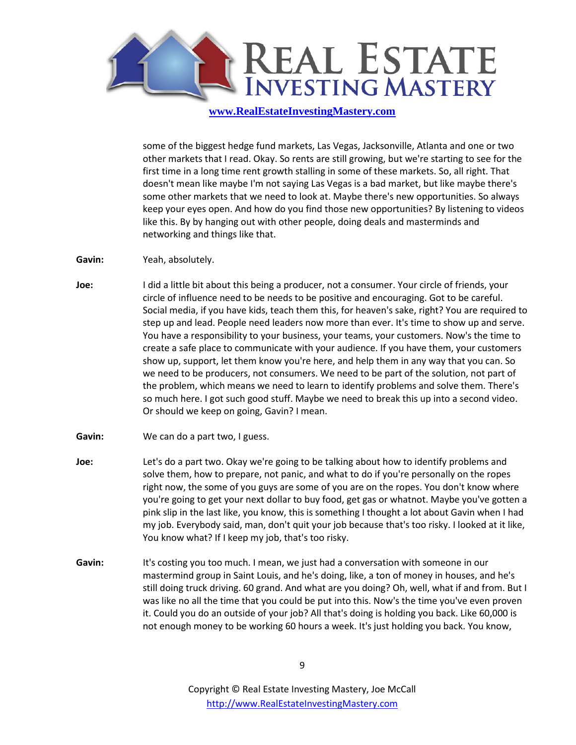some of the biggest hedge fund markets, Las Vegas, Jacksonville, Atlanta and one or two other markets that I read. Okay. So rents are still growing, but we're starting to see for the first time in a long time rent growth stalling in some of these markets. So, all right. That doesn't mean like maybe I'm not saying Las Vegas is a bad market, but like maybe there's some other markets that we need to look at. Maybe there's new opportunities. So always keep your eyes open. And how do you find those new opportunities? By listening to videos like this. By by hanging out with other people, doing deals and masterminds and networking and things like that.

**Gavin:** Yeah, absolutely.

**Joe:** I did a little bit about this being a producer, not a consumer. Your circle of friends, your circle of influence need to be needs to be positive and encouraging. Got to be careful. Social media, if you have kids, teach them this, for heaven's sake, right? You are required to step up and lead. People need leaders now more than ever. It's time to show up and serve. You have a responsibility to your business, your teams, your customers. Now's the time to create a safe place to communicate with your audience. If you have them, your customers show up, support, let them know you're here, and help them in any way that you can. So we need to be producers, not consumers. We need to be part of the solution, not part of the problem, which means we need to learn to identify problems and solve them. There's so much here. I got such good stuff. Maybe we need to break this up into a second video. Or should we keep on going, Gavin? I mean.

**Gavin:** We can do a part two, I guess.

**Joe:** Let's do a part two. Okay we're going to be talking about how to identify problems and solve them, how to prepare, not panic, and what to do if you're personally on the ropes right now, the some of you guys are some of you are on the ropes. You don't know where you're going to get your next dollar to buy food, get gas or whatnot. Maybe you've gotten a pink slip in the last like, you know, this is something I thought a lot about Gavin when I had my job. Everybody said, man, don't quit your job because that's too risky. I looked at it like, You know what? If I keep my job, that's too risky.

**Gavin:** It's costing you too much. I mean, we just had a conversation with someone in our mastermind group in Saint Louis, and he's doing, like, a ton of money in houses, and he's still doing truck driving. 60 grand. And what are you doing? Oh, well, what if and from. But I was like no all the time that you could be put into this. Now's the time you've even proven it. Could you do an outside of your job? All that's doing is holding you back. Like 60,000 is not enough money to be working 60 hours a week. It's just holding you back. You know,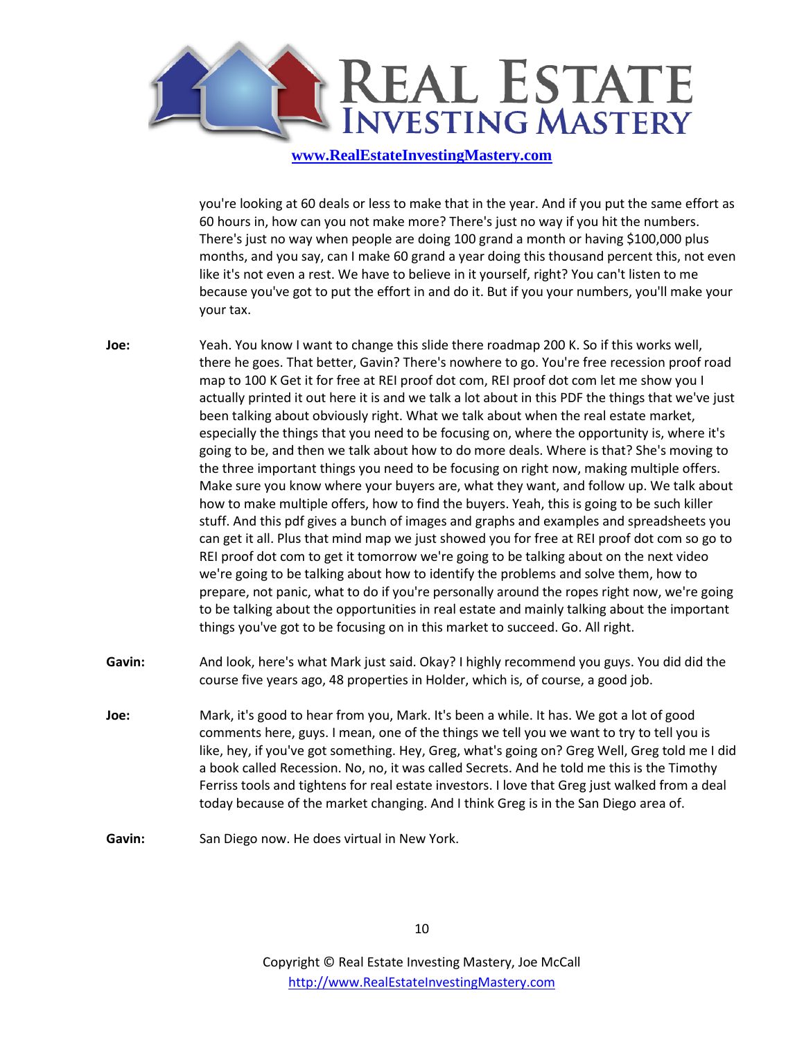you're looking at 60 deals or less to make that in the year. And if you put the same effort as 60 hours in, how can you not make more? There's just no way if you hit the numbers. There's just no way when people are doing 100 grand a month or having $100,000 plus months, and you say, can I make 60 grand a year doing this thousand percent this, not even like it's not even a rest. We have to believe in it yourself, right? You can't listen to me because you've got to put the effort in and do it. But if you your numbers, you'll make your your tax.

**Joe:** Yeah. You know I want to change this slide there roadmap 200 K. So if this works well, there he goes. That better, Gavin? There's nowhere to go. You're free recession proof road map to 100 K Get it for free at REI proof dot com, REI proof dot com let me show you I actually printed it out here it is and we talk a lot about in this PDF the things that we've just been talking about obviously right. What we talk about when the real estate market, especially the things that you need to be focusing on, where the opportunity is, where it's going to be, and then we talk about how to do more deals. Where is that? She's moving to the three important things you need to be focusing on right now, making multiple offers. Make sure you know where your buyers are, what they want, and follow up. We talk about how to make multiple offers, how to find the buyers. Yeah, this is going to be such killer stuff. And this pdf gives a bunch of images and graphs and examples and spreadsheets you can get it all. Plus that mind map we just showed you for free at REI proof dot com so go to REI proof dot com to get it tomorrow we're going to be talking about on the next video we're going to be talking about how to identify the problems and solve them, how to prepare, not panic, what to do if you're personally around the ropes right now, we're going to be talking about the opportunities in real estate and mainly talking about the important things you've got to be focusing on in this market to succeed. Go. All right.

**Gavin:** And look, here's what Mark just said. Okay? I highly recommend you guys. You did did the course five years ago, 48 properties in Holder, which is, of course, a good job.

**Joe:** Mark, it's good to hear from you, Mark. It's been a while. It has. We got a lot of good comments here, guys. I mean, one of the things we tell you we want to try to tell you is like, hey, if you've got something. Hey, Greg, what's going on? Greg Well, Greg told me I did a book called Recession. No, no, it was called Secrets. And he told me this is the Timothy Ferriss tools and tightens for real estate investors. I love that Greg just walked from a deal today because of the market changing. And I think Greg is in the San Diego area of.

**Gavin:** San Diego now. He does virtual in New York.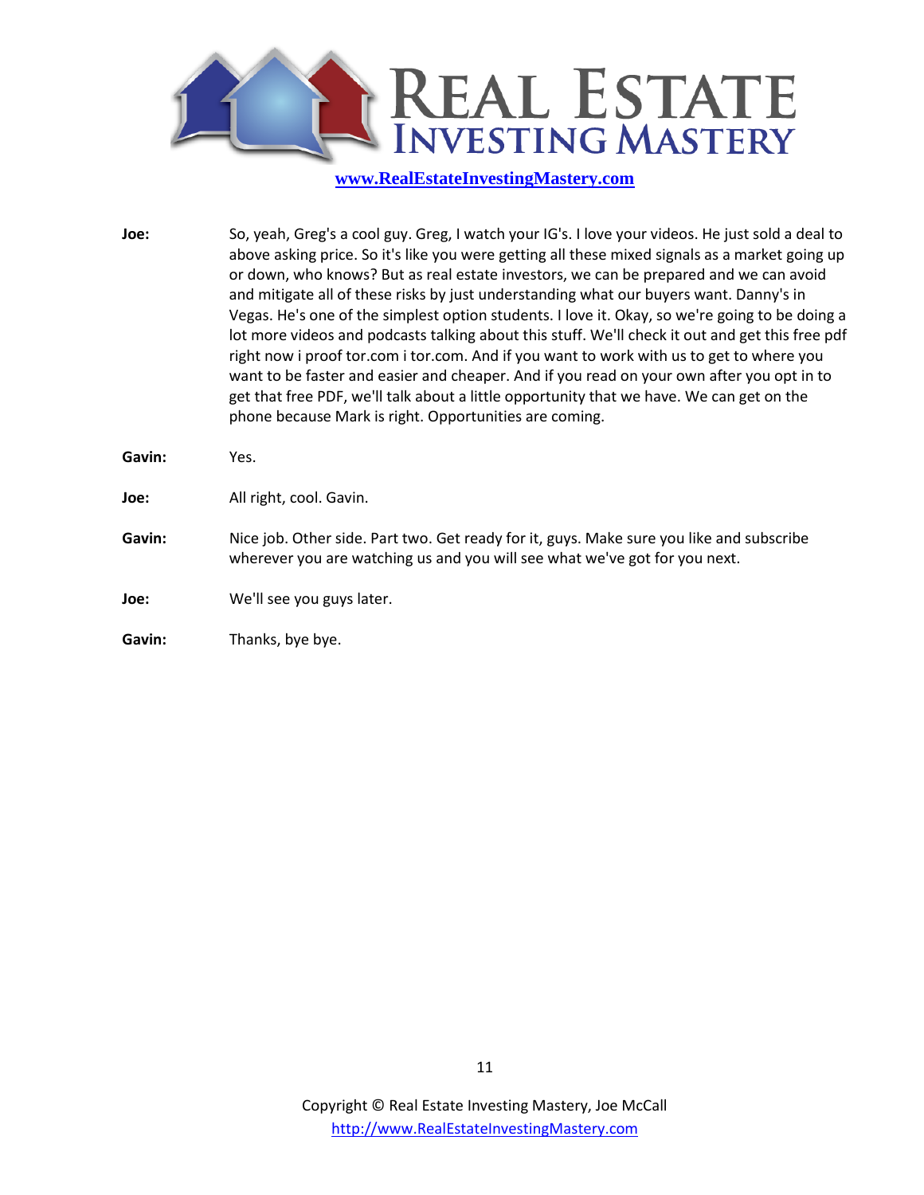**Joe:** So, yeah, Greg's a cool guy. Greg, I watch your IG's. I love your videos. He just sold a deal to above asking price. So it's like you were getting all these mixed signals as a market going up or down, who knows? But as real estate investors, we can be prepared and we can avoid and mitigate all of these risks by just understanding what our buyers want. Danny's in Vegas. He's one of the simplest option students. I love it. Okay, so we're going to be doing a lot more videos and podcasts talking about this stuff. We'll check it out and get this free pdf right now i proof tor.com i tor.com. And if you want to work with us to get to where you want to be faster and easier and cheaper. And if you read on your own after you opt in to get that free PDF, we'll talk about a little opportunity that we have. We can get on the phone because Mark is right. Opportunities are coming.

**Gavin:** Yes.

**Joe:** All right, cool. Gavin.

**Gavin:** Nice job. Other side. Part two. Get ready for it, guys. Make sure you like and subscribe wherever you are watching us and you will see what we've got for you next.

**Joe:** We'll see you guys later.

**Gavin:** Thanks, bye bye.